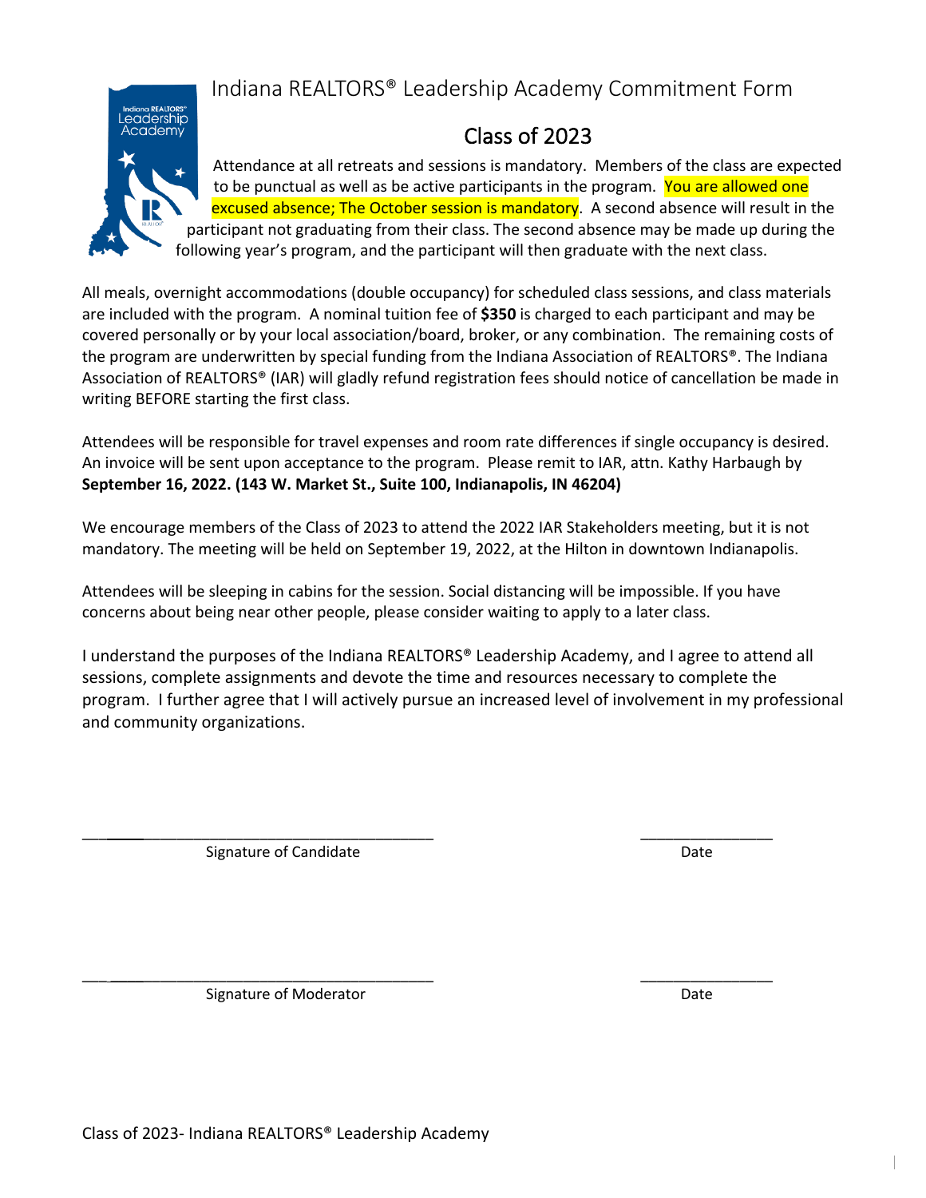# Indiana REALTORS® Leadership Academy Commitment Form

## Class of 2023

Attendance at all retreats and sessions is mandatory. Members of the class are expected to be punctual as well as be active participants in the program. You are allowed one excused absence; The October session is mandatory. A second absence will result in the participant not graduating from their class. The second absence may be made up during the following year's program, and the participant will then graduate with the next class.

All meals, overnight accommodations (double occupancy) for scheduled class sessions, and class materials are included with the program. A nominal tuition fee of **$350** is charged to each participant and may be covered personally or by your local association/board, broker, or any combination. The remaining costs of the program are underwritten by special funding from the Indiana Association of REALTORS®. The Indiana Association of REALTORS® (IAR) will gladly refund registration fees should notice of cancellation be made in writing BEFORE starting the first class.

Attendees will be responsible for travel expenses and room rate differences if single occupancy is desired. An invoice will be sent upon acceptance to the program. Please remit to IAR, attn. Kathy Harbaugh by **September 16, 2022. (143 W. Market St., Suite 100, Indianapolis, IN 46204)**

We encourage members of the Class of 2023 to attend the 2022 IAR Stakeholders meeting, but it is not mandatory. The meeting will be held on September 19, 2022, at the Hilton in downtown Indianapolis.

Attendees will be sleeping in cabins for the session. Social distancing will be impossible. If you have concerns about being near other people, please consider waiting to apply to a later class.

I understand the purposes of the Indiana REALTORS® Leadership Academy, and I agree to attend all sessions, complete assignments and devote the time and resources necessary to complete the program. I further agree that I will actively pursue an increased level of involvement in my professional and community organizations.

\_\_\_\_\_\_\_\_\_\_\_\_\_\_\_\_\_\_\_\_\_\_\_\_\_\_\_\_\_\_\_\_\_\_\_\_\_\_\_\_ \_\_\_\_\_\_\_\_\_\_\_\_\_\_\_\_

Signature of Candidate Date

\_\_\_\_\_\_\_\_\_\_\_\_\_\_\_\_\_\_\_\_\_\_\_\_\_\_\_\_\_\_\_\_\_\_\_\_\_\_\_\_ \_\_\_\_\_\_\_\_\_\_\_\_\_\_\_\_

Signature of Moderator Date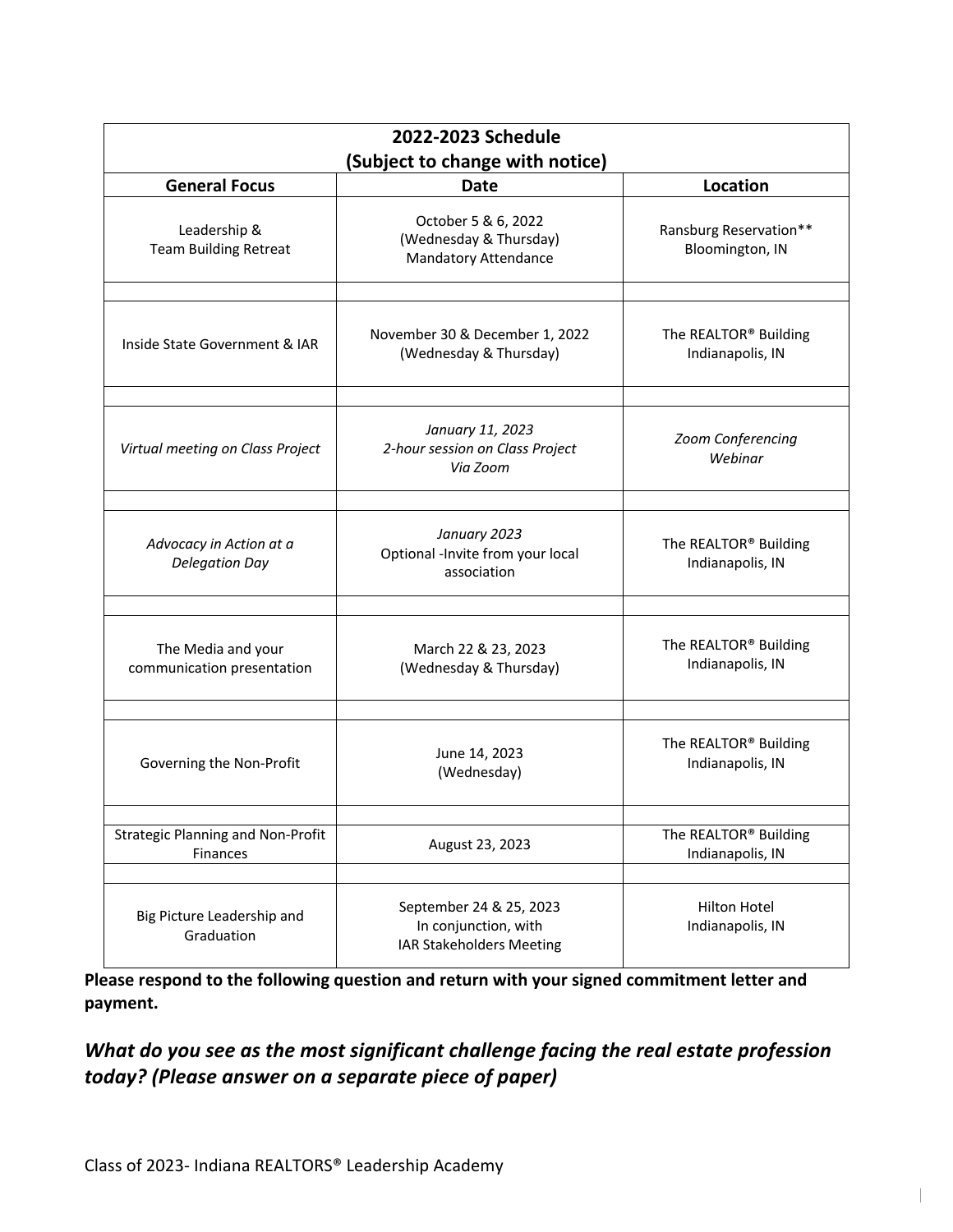| 2022-2023 Schedule (Subject to change with notice) | | |
|---|---|---|
| **General Focus** | **Date** | **Location** |
| Leadership & Team Building Retreat | October 5 & 6, 2022 (Wednesday & Thursday) Mandatory Attendance | Ransburg Reservation** Bloomington, IN |
| | | |
| Inside State Government & IAR | November 30 & December 1, 2022 (Wednesday & Thursday) | The REALTOR® Building Indianapolis, IN |
| | | |
| *Virtual meeting on Class Project* | *January 11, 2023 2-hour session on Class Project Via Zoom* | *Zoom Conferencing Webinar* |
| | | |
| *Advocacy in Action at a Delegation Day* | *January 2023* Optional -Invite from your local association | The REALTOR® Building Indianapolis, IN |
| | | |
| The Media and your communication presentation | March 22 & 23, 2023 (Wednesday & Thursday) | The REALTOR® Building Indianapolis, IN |
| | | |
| Governing the Non-Profit | June 14, 2023 (Wednesday) | The REALTOR® Building Indianapolis, IN |
| | | |
| Strategic Planning and Non-Profit Finances | August 23, 2023 | The REALTOR® Building Indianapolis, IN |
| | | |
| Big Picture Leadership and Graduation | September 24 & 25, 2023 In conjunction, with IAR Stakeholders Meeting | Hilton Hotel Indianapolis, IN |

**Please respond to the following question and return with your signed commitment letter and payment.**

## *What do you see as the most significant challenge facing the real estate profession today? (Please answer on a separate piece of paper)*

Class of 2023- Indiana REALTORS® Leadership Academy